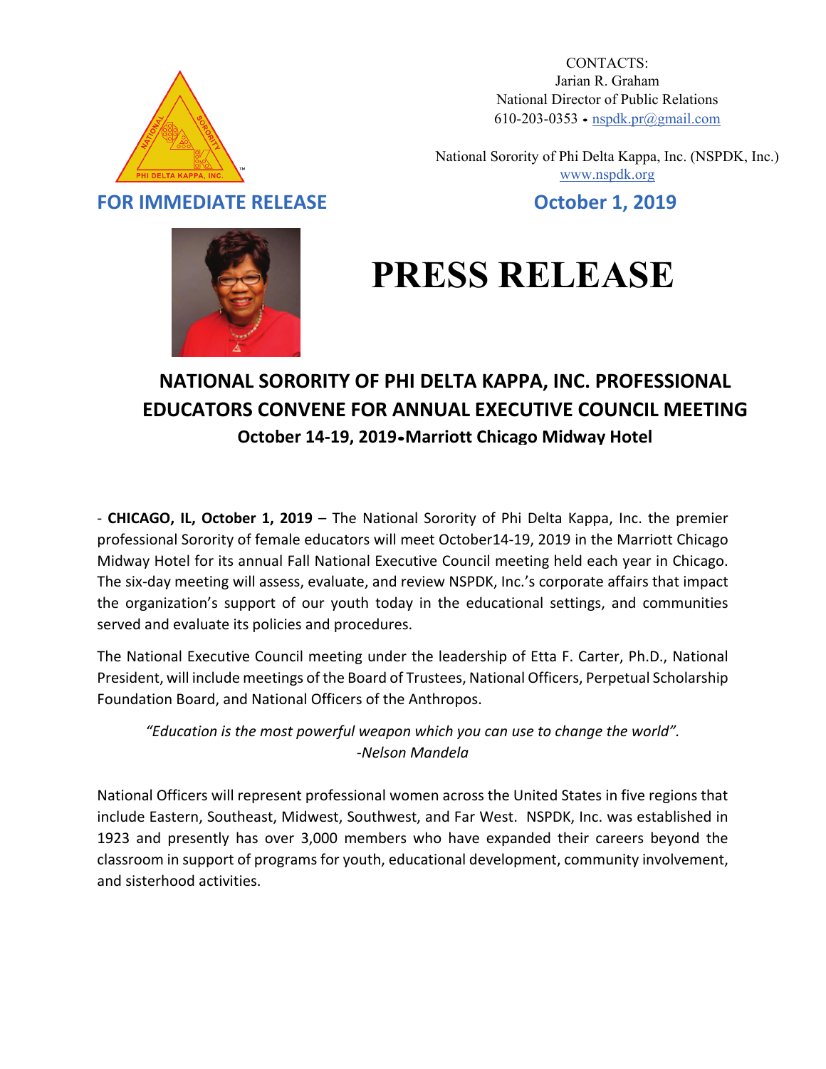CONTACTS:
Jarian R. Graham
National Director of Public Relations
610-203-0353 • nspdk.pr@gmail.com

National Sorority of Phi Delta Kappa, Inc. (NSPDK, Inc.)
www.nspdk.org

**FOR IMMEDIATE RELEASE**

**October 1, 2019**

# PRESS RELEASE

## NATIONAL SORORITY OF PHI DELTA KAPPA, INC. PROFESSIONAL EDUCATORS CONVENE FOR ANNUAL EXECUTIVE COUNCIL MEETING

### October 14-19, 2019•Marriott Chicago Midway Hotel

- **CHICAGO, IL, October 1, 2019** – The National Sorority of Phi Delta Kappa, Inc. the premier professional Sorority of female educators will meet October14-19, 2019 in the Marriott Chicago Midway Hotel for its annual Fall National Executive Council meeting held each year in Chicago. The six-day meeting will assess, evaluate, and review NSPDK, Inc.'s corporate affairs that impact the organization's support of our youth today in the educational settings, and communities served and evaluate its policies and procedures.

The National Executive Council meeting under the leadership of Etta F. Carter, Ph.D., National President, will include meetings of the Board of Trustees, National Officers, Perpetual Scholarship Foundation Board, and National Officers of the Anthropos.

*"Education is the most powerful weapon which you can use to change the world".*
*-Nelson Mandela*

National Officers will represent professional women across the United States in five regions that include Eastern, Southeast, Midwest, Southwest, and Far West. NSPDK, Inc. was established in 1923 and presently has over 3,000 members who have expanded their careers beyond the classroom in support of programs for youth, educational development, community involvement, and sisterhood activities.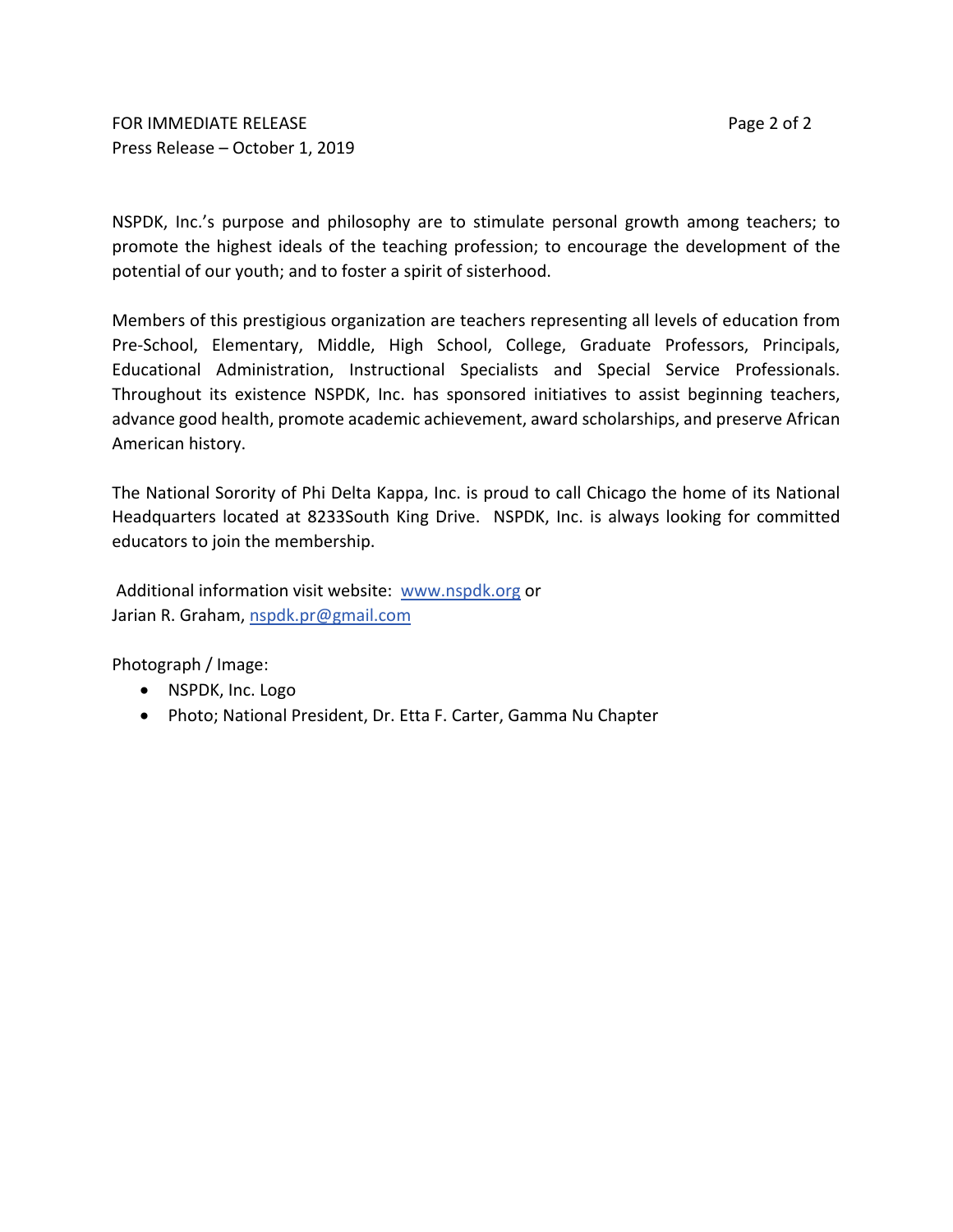NSPDK, Inc.'s purpose and philosophy are to stimulate personal growth among teachers; to promote the highest ideals of the teaching profession; to encourage the development of the potential of our youth; and to foster a spirit of sisterhood.

Members of this prestigious organization are teachers representing all levels of education from Pre-School, Elementary, Middle, High School, College, Graduate Professors, Principals, Educational Administration, Instructional Specialists and Special Service Professionals. Throughout its existence NSPDK, Inc. has sponsored initiatives to assist beginning teachers, advance good health, promote academic achievement, award scholarships, and preserve African American history.

The National Sorority of Phi Delta Kappa, Inc. is proud to call Chicago the home of its National Headquarters located at 8233South King Drive. NSPDK, Inc. is always looking for committed educators to join the membership.

Additional information visit website: www.nspdk.org or
Jarian R. Graham, nspdk.pr@gmail.com

Photograph / Image:

- NSPDK, Inc. Logo
- Photo; National President, Dr. Etta F. Carter, Gamma Nu Chapter